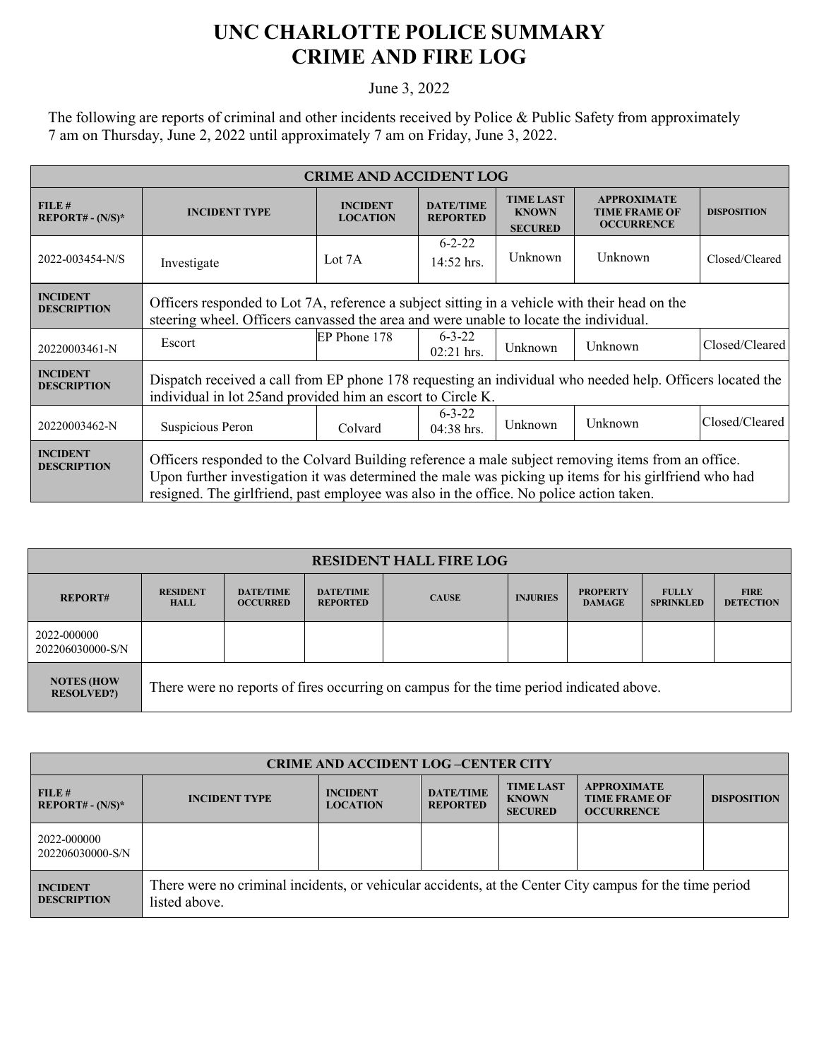# UNC CHARLOTTE POLICE SUMMARY
# CRIME AND FIRE LOG

June 3, 2022

The following are reports of criminal and other incidents received by Police & Public Safety from approximately 7 am on Thursday, June 2, 2022 until approximately 7 am on Friday, June 3, 2022.

| CRIME AND ACCIDENT LOG | | | | | | |
|---|---|---|---|---|---|---|
| **FILE # REPORT# - (N/S)*** | **INCIDENT TYPE** | **INCIDENT LOCATION** | **DATE/TIME REPORTED** | **TIME LAST KNOWN SECURED** | **APPROXIMATE TIME FRAME OF OCCURRENCE** | **DISPOSITION** |
| 2022-003454-N/S | Investigate | Lot 7A | 6-2-22 14:52 hrs. | Unknown | Unknown | Closed/Cleared |
| **INCIDENT DESCRIPTION** | Officers responded to Lot 7A, reference a subject sitting in a vehicle with their head on the steering wheel. Officers canvassed the area and were unable to locate the individual. | | | | | |
| 20220003461-N | Escort | EP Phone 178 | 6-3-22 02:21 hrs. | Unknown | Unknown | Closed/Cleared |
| **INCIDENT DESCRIPTION** | Dispatch received a call from EP phone 178 requesting an individual who needed help. Officers located the individual in lot 25and provided him an escort to Circle K. | | | | | |
| 20220003462-N | Suspicious Peron | Colvard | 6-3-22 04:38 hrs. | Unknown | Unknown | Closed/Cleared |
| **INCIDENT DESCRIPTION** | Officers responded to the Colvard Building reference a male subject removing items from an office. Upon further investigation it was determined the male was picking up items for his girlfriend who had resigned. The girlfriend, past employee was also in the office. No police action taken. | | | | | |

| RESIDENT HALL FIRE LOG | | | | | | | | |
|---|---|---|---|---|---|---|---|---|
| **REPORT#** | **RESIDENT HALL** | **DATE/TIME OCCURRED** | **DATE/TIME REPORTED** | **CAUSE** | **INJURIES** | **PROPERTY DAMAGE** | **FULLY SPRINKLED** | **FIRE DETECTION** |
| 2022-000000 202206030000-S/N | | | | | | | | |
| **NOTES (HOW RESOLVED?)** | There were no reports of fires occurring on campus for the time period indicated above. | | | | | | | |

| CRIME AND ACCIDENT LOG –CENTER CITY | | | | | | |
|---|---|---|---|---|---|---|
| **FILE # REPORT# - (N/S)*** | **INCIDENT TYPE** | **INCIDENT LOCATION** | **DATE/TIME REPORTED** | **TIME LAST KNOWN SECURED** | **APPROXIMATE TIME FRAME OF OCCURRENCE** | **DISPOSITION** |
| 2022-000000 202206030000-S/N | | | | | | |
| **INCIDENT DESCRIPTION** | There were no criminal incidents, or vehicular accidents, at the Center City campus for the time period listed above. | | | | | |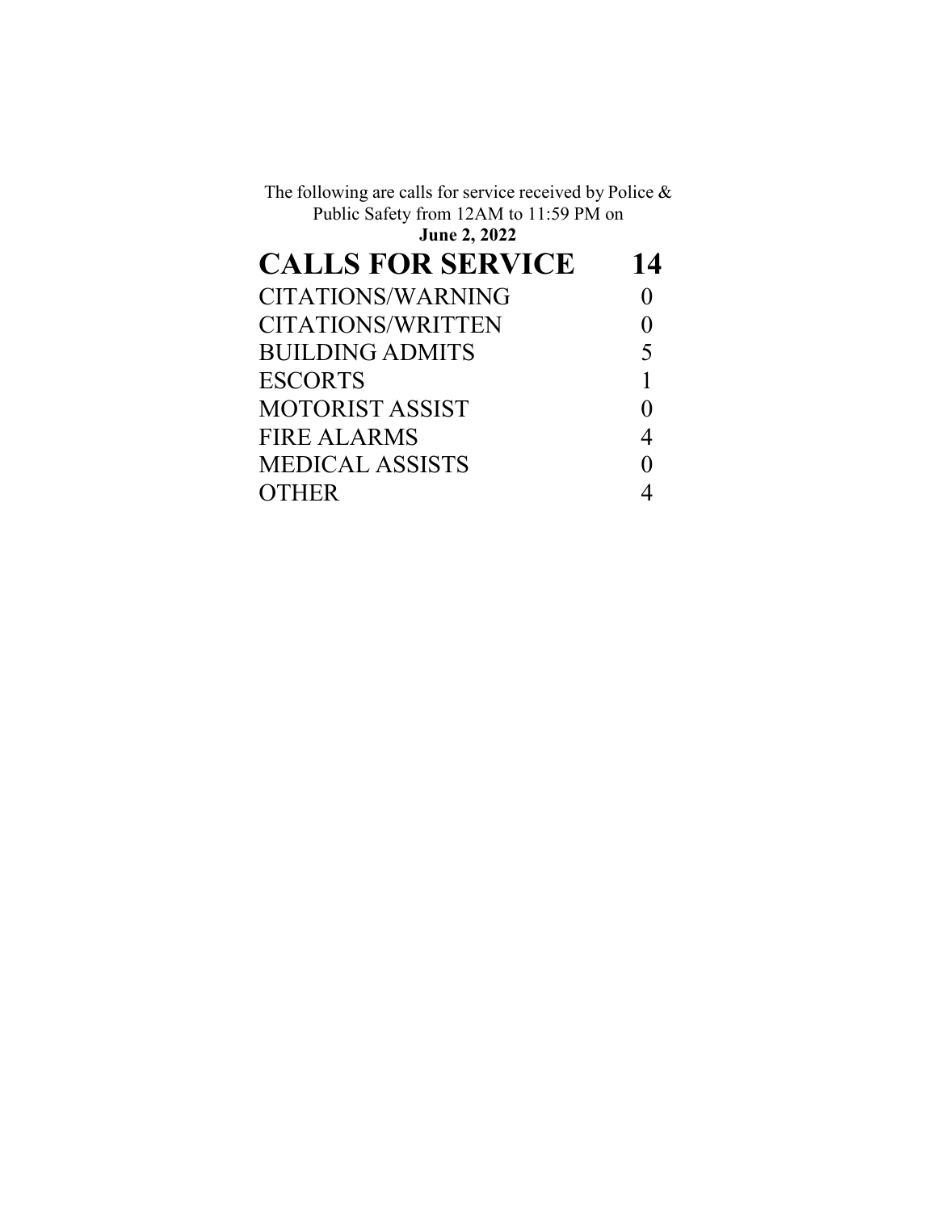The following are calls for service received by Police & Public Safety from 12AM to 11:59 PM on

**June 2, 2022**

| | |
|---|---|
| **CALLS FOR SERVICE** | **14** |
| CITATIONS/WARNING | 0 |
| CITATIONS/WRITTEN | 0 |
| BUILDING ADMITS | 5 |
| ESCORTS | 1 |
| MOTORIST ASSIST | 0 |
| FIRE ALARMS | 4 |
| MEDICAL ASSISTS | 0 |
| OTHER | 4 |